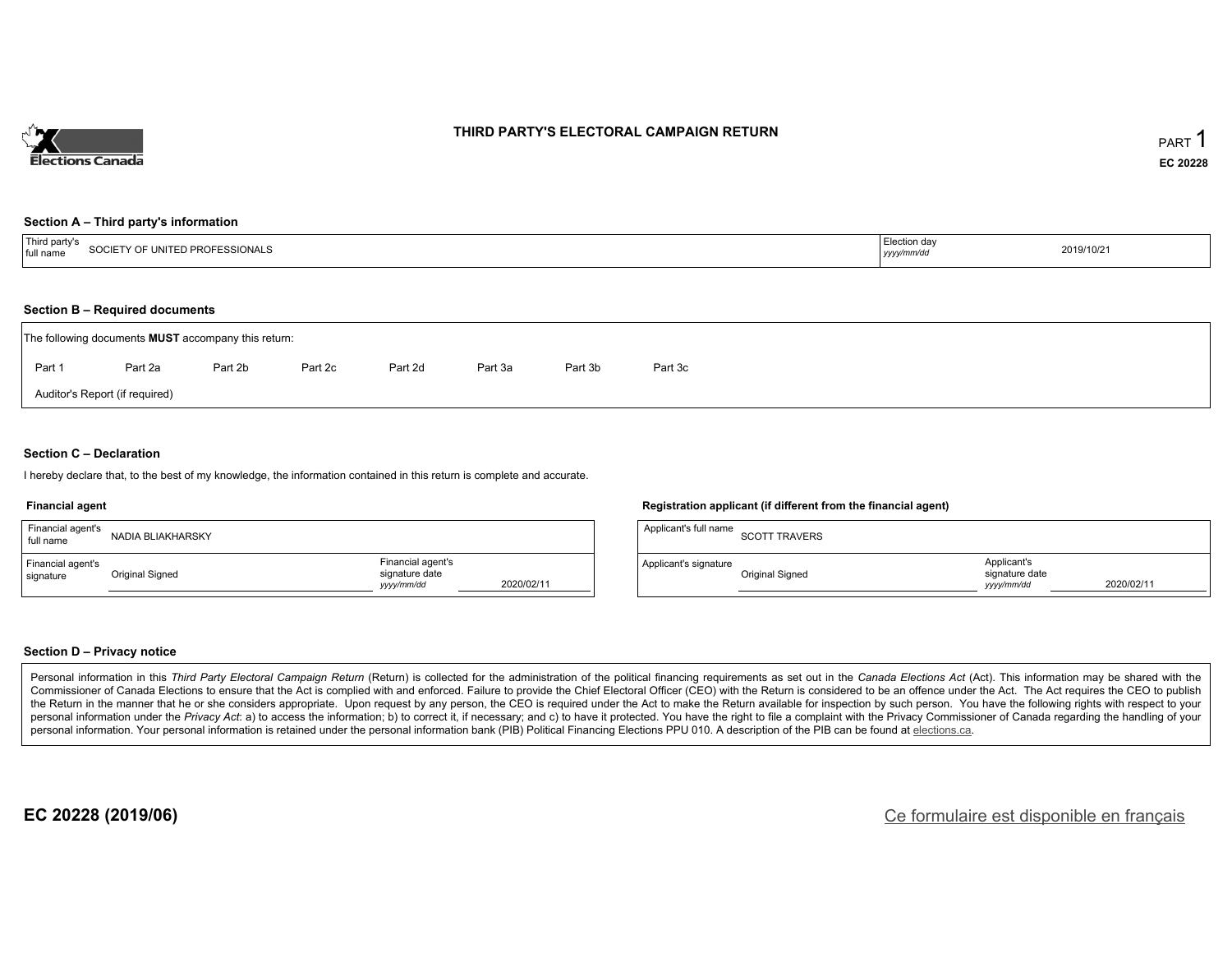# THIRD PARTY'S ELECTORAL CAMPAIGN RETURN

PART 1

EC 20228

## Section A – Third party's information

| Third party's full name | SOCIETY OF UNITED PROFESSIONALS | Election day *yyyy/mm/dd* | 2019/10/21 |
|---|---|---|---|

## Section B – Required documents

The following documents **MUST** accompany this return:

Part 1 Part 2a Part 2b Part 2c Part 2d Part 3a Part 3b Part 3c

Auditor's Report (if required)

## Section C – Declaration

I hereby declare that, to the best of my knowledge, the information contained in this return is complete and accurate.

### Financial agent

| Financial agent's full name | NADIA BLIAKHARSKY | | |
|---|---|---|---|
| Financial agent's signature | Original Signed | Financial agent's signature date *yyyy/mm/dd* | 2020/02/11 |

### Registration applicant (if different from the financial agent)

| Applicant's full name | SCOTT TRAVERS | | |
|---|---|---|---|
| Applicant's signature | Original Signed | Applicant's signature date *yyyy/mm/dd* | 2020/02/11 |

## Section D – Privacy notice

Personal information in this *Third Party Electoral Campaign Return* (Return) is collected for the administration of the political financing requirements as set out in the *Canada Elections Act* (Act). This information may be shared with the Commissioner of Canada Elections to ensure that the Act is complied with and enforced. Failure to provide the Chief Electoral Officer (CEO) with the Return is considered to be an offence under the Act. The Act requires the CEO to publish the Return in the manner that he or she considers appropriate. Upon request by any person, the CEO is required under the Act to make the Return available for inspection by such person. You have the following rights with respect to your personal information under the *Privacy Act*: a) to access the information; b) to correct it, if necessary; and c) to have it protected. You have the right to file a complaint with the Privacy Commissioner of Canada regarding the handling of your personal information. Your personal information is retained under the personal information bank (PIB) Political Financing Elections PPU 010. A description of the PIB can be found at elections.ca.

EC 20228 (2019/06)

Ce formulaire est disponible en français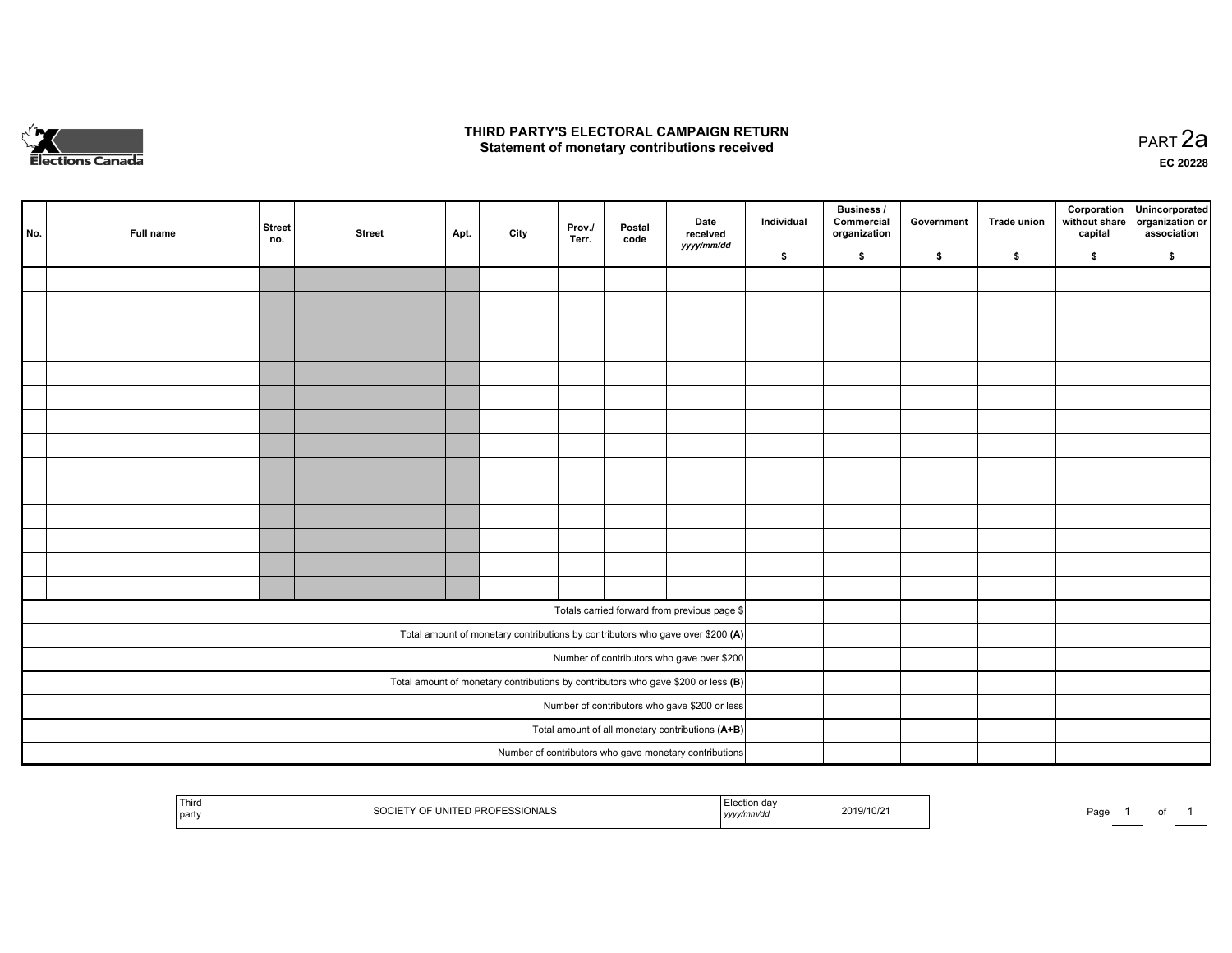# THIRD PARTY'S ELECTORAL CAMPAIGN RETURN
## Statement of monetary contributions received

PART 2a

**EC 20228**

| No. | Full name | Street no. | Street | Apt. | City | Prov./ Terr. | Postal code | Date received *yyyy/mm/dd* | Individual $ | Business / Commercial organization $ | Government $ | Trade union $ | Corporation without share capital $ | Unincorporated organization or association $ |
|---|---|---|---|---|---|---|---|---|---|---|---|---|---|---|
| | | | | | | | | | | | | | | |
| | | | | | | | | | | | | | | |
| | | | | | | | | | | | | | | |
| | | | | | | | | | | | | | | |
| | | | | | | | | | | | | | | |
| | | | | | | | | | | | | | | |
| | | | | | | | | | | | | | | |
| | | | | | | | | | | | | | | |
| | | | | | | | | | | | | | | |
| | | | | | | | | | | | | | | |
| | | | | | | | | | | | | | | |
| | | | | | | | | | | | | | | |
| | | | | | | | | | | | | | | |
| | | | | | | | | | | | | | | |
| Totals carried forward from previous page $ | | | | | | | | | | | | | | |
| Total amount of monetary contributions by contributors who gave over $200 **(A)** | | | | | | | | | | | | | | |
| Number of contributors who gave over $200 | | | | | | | | | | | | | | |
| Total amount of monetary contributions by contributors who gave $200 or less **(B)** | | | | | | | | | | | | | | |
| Number of contributors who gave $200 or less | | | | | | | | | | | | | | |
| Total amount of all monetary contributions **(A+B)** | | | | | | | | | | | | | | |
| Number of contributors who gave monetary contributions | | | | | | | | | | | | | | |

| Third party | SOCIETY OF UNITED PROFESSIONALS | Election day *yyyy/mm/dd* | 2019/10/21 |
|---|---|---|---|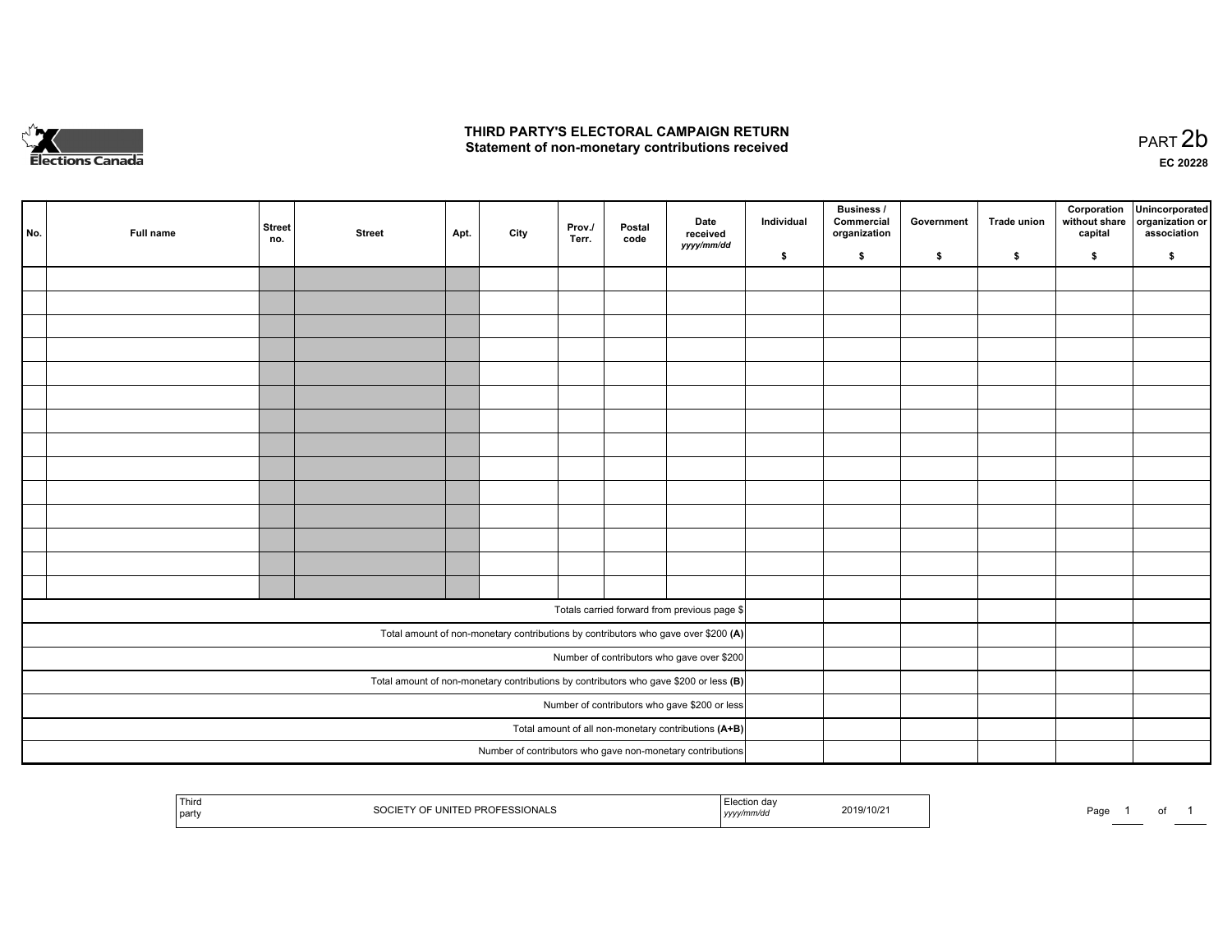# THIRD PARTY'S ELECTORAL CAMPAIGN RETURN
## Statement of non-monetary contributions received

PART 2b

EC 20228

| No. | Full name | Street no. | Street | Apt. | City | Prov./ Terr. | Postal code | Date received yyyy/mm/dd | Individual $ | Business / Commercial organization $ | Government $ | Trade union $ | Corporation without share capital $ | Unincorporated organization or association $ |
|---|---|---|---|---|---|---|---|---|---|---|---|---|---|---|
| | | | | | | | | | | | | | | |
| | | | | | | | | | | | | | | |
| | | | | | | | | | | | | | | |
| | | | | | | | | | | | | | | |
| | | | | | | | | | | | | | | |
| | | | | | | | | | | | | | | |
| | | | | | | | | | | | | | | |
| | | | | | | | | | | | | | | |
| | | | | | | | | | | | | | | |
| | | | | | | | | | | | | | | |
| | | | | | | | | | | | | | | |
| | | | | | | | | | | | | | | |
| | | | | | | | | | | | | | | |
| | | | | | | | | | | | | | | |
| Totals carried forward from previous page $ | | | | | | | | | | | | | | |
| Total amount of non-monetary contributions by contributors who gave over $200 **(A)** | | | | | | | | | | | | | | |
| Number of contributors who gave over $200 | | | | | | | | | | | | | | |
| Total amount of non-monetary contributions by contributors who gave $200 or less **(B)** | | | | | | | | | | | | | | |
| Number of contributors who gave $200 or less | | | | | | | | | | | | | | |
| Total amount of all non-monetary contributions **(A+B)** | | | | | | | | | | | | | | |
| Number of contributors who gave non-monetary contributions | | | | | | | | | | | | | | |

| Third party | SOCIETY OF UNITED PROFESSIONALS | Election day yyyy/mm/dd | 2019/10/21 |
|---|---|---|---|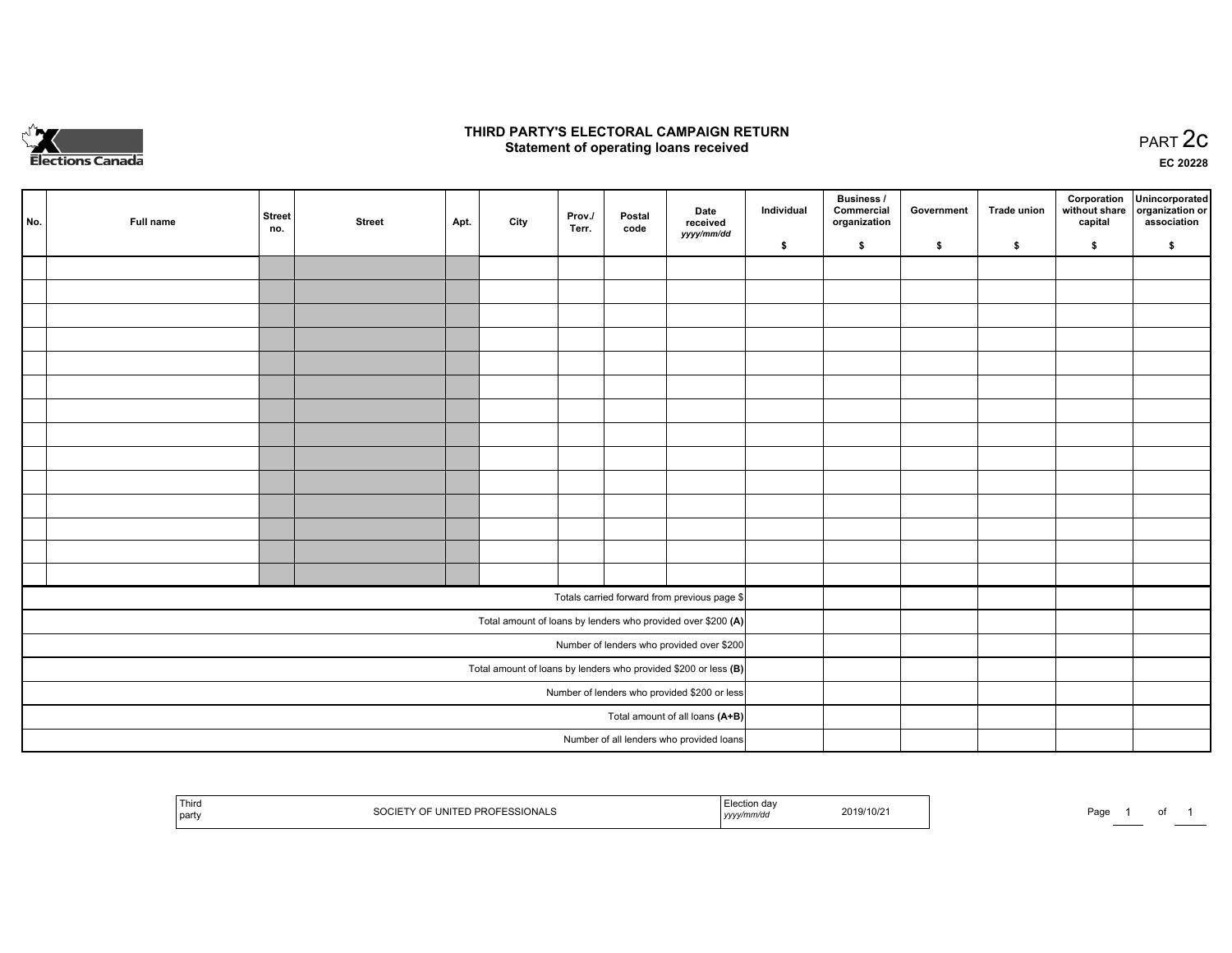Elections Canada

# THIRD PARTY'S ELECTORAL CAMPAIGN RETURN

## Statement of operating loans received

PART 2c

EC 20228

| No. | Full name | Street no. | Street | Apt. | City | Prov./ Terr. | Postal code | Date received *yyyy/mm/dd* | Individual $ | Business / Commercial organization $ | Government $ | Trade union $ | Corporation without share capital $ | Unincorporated organization or association $ |
|---|---|---|---|---|---|---|---|---|---|---|---|---|---|---|
| | | | | | | | | | | | | | | |
| | | | | | | | | | | | | | | |
| | | | | | | | | | | | | | | |
| | | | | | | | | | | | | | | |
| | | | | | | | | | | | | | | |
| | | | | | | | | | | | | | | |
| | | | | | | | | | | | | | | |
| | | | | | | | | | | | | | | |
| | | | | | | | | | | | | | | |
| | | | | | | | | | | | | | | |
| | | | | | | | | | | | | | | |
| | | | | | | | | | | | | | | |
| | | | | | | | | | | | | | | |
| | | | | | | | | | | | | | | |
| Totals carried forward from previous page $ | | | | | | | | | | | | | | |
| Total amount of loans by lenders who provided over $200 **(A)** | | | | | | | | | | | | | | |
| Number of lenders who provided over $200 | | | | | | | | | | | | | | |
| Total amount of loans by lenders who provided $200 or less **(B)** | | | | | | | | | | | | | | |
| Number of lenders who provided $200 or less | | | | | | | | | | | | | | |
| Total amount of all loans **(A+B)** | | | | | | | | | | | | | | |
| Number of all lenders who provided loans | | | | | | | | | | | | | | |

| Third party | SOCIETY OF UNITED PROFESSIONALS | Election day *yyyy/mm/dd* | 2019/10/21 |
|---|---|---|---|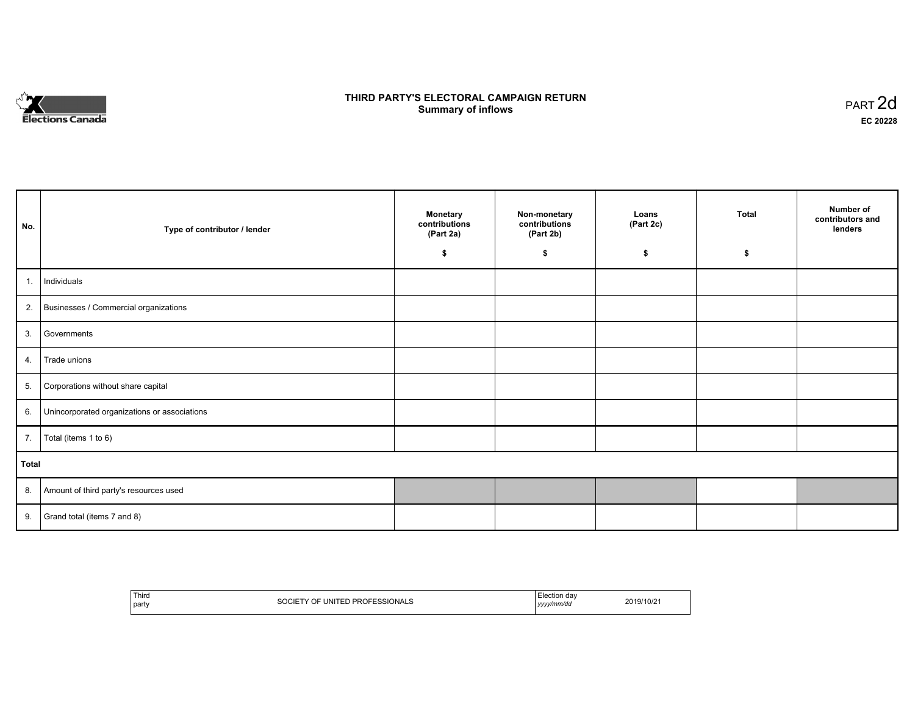# THIRD PARTY'S ELECTORAL CAMPAIGN RETURN
## Summary of inflows

PART 2d

EC 20228

| No. | Type of contributor / lender | Monetary contributions (Part 2a) $ | Non-monetary contributions (Part 2b) $ | Loans (Part 2c) $ | Total $ | Number of contributors and lenders |
|---|---|---|---|---|---|---|
| 1. | Individuals | | | | | |
| 2. | Businesses / Commercial organizations | | | | | |
| 3. | Governments | | | | | |
| 4. | Trade unions | | | | | |
| 5. | Corporations without share capital | | | | | |
| 6. | Unincorporated organizations or associations | | | | | |
| 7. | Total (items 1 to 6) | | | | | |
| **Total** | | | | | | |
| 8. | Amount of third party's resources used | | | | | |
| 9. | Grand total (items 7 and 8) | | | | | |

| Third party | SOCIETY OF UNITED PROFESSIONALS | Election day *yyyy/mm/dd* | 2019/10/21 |
|---|---|---|---|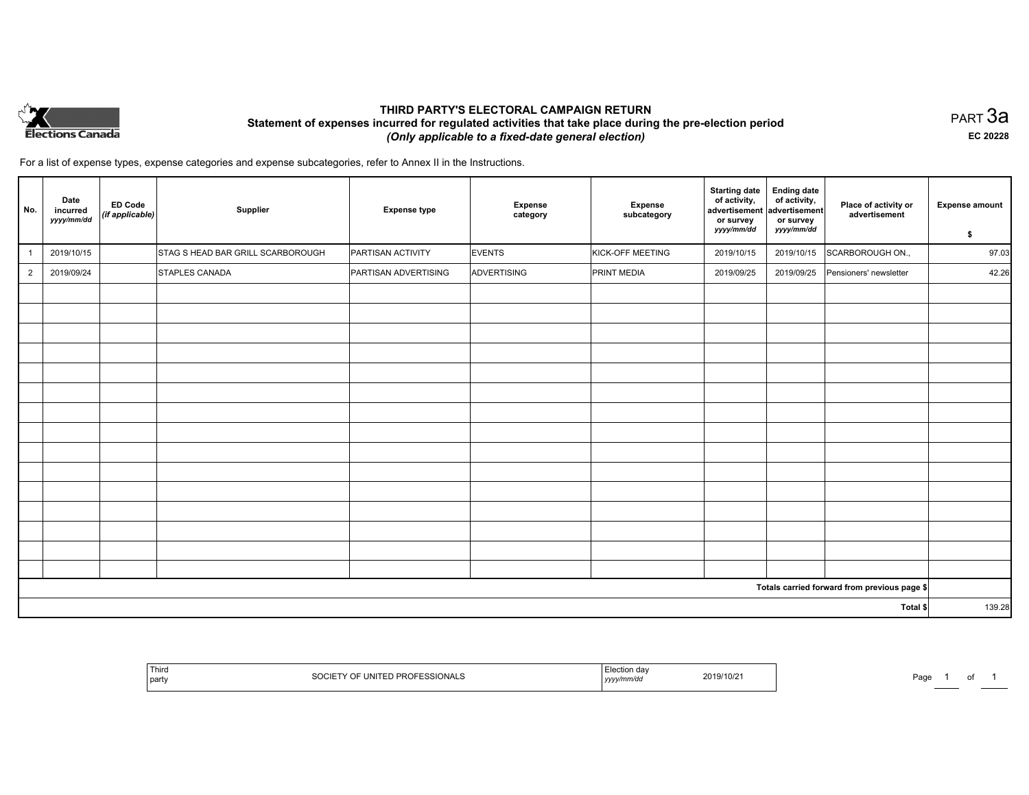PART 3a

EC 20228

# THIRD PARTY'S ELECTORAL CAMPAIGN RETURN

## Statement of expenses incurred for regulated activities that take place during the pre-election period

*(Only applicable to a fixed-date general election)*

For a list of expense types, expense categories and expense subcategories, refer to Annex II in the Instructions.

| No. | Date incurred *yyyy/mm/dd* | ED Code *(if applicable)* | Supplier | Expense type | Expense category | Expense subcategory | Starting date of activity, advertisement or survey *yyyy/mm/dd* | Ending date of activity, advertisement or survey *yyyy/mm/dd* | Place of activity or advertisement | Expense amount $ |
|---|---|---|---|---|---|---|---|---|---|---|
| 1 | 2019/10/15 | | STAG S HEAD BAR GRILL SCARBOROUGH | PARTISAN ACTIVITY | EVENTS | KICK-OFF MEETING | 2019/10/15 | 2019/10/15 | SCARBOROUGH ON., | 97.03 |
| 2 | 2019/09/24 | | STAPLES CANADA | PARTISAN ADVERTISING | ADVERTISING | PRINT MEDIA | 2019/09/25 | 2019/09/25 | Pensioners' newsletter | 42.26 |
| | | | | | | | | | | |
| | | | | | | | | | | |
| | | | | | | | | | | |
| | | | | | | | | | | |
| | | | | | | | | | | |
| | | | | | | | | | | |
| | | | | | | | | | | |
| | | | | | | | | | | |
| | | | | | | | | | | |
| | | | | | | | | | | |
| | | | | | | | | | | |
| | | | | | | | | | | |
| | | | | | | | | | | |
| | | | | | | | | | | |
| | | | | | | | | | | |
| | | | | | | | | | Totals carried forward from previous page $ | |
| | | | | | | | | | Total $ | 139.28 |

| Third party | SOCIETY OF UNITED PROFESSIONALS | Election day *yyyy/mm/dd* | 2019/10/21 |
|---|---|---|---|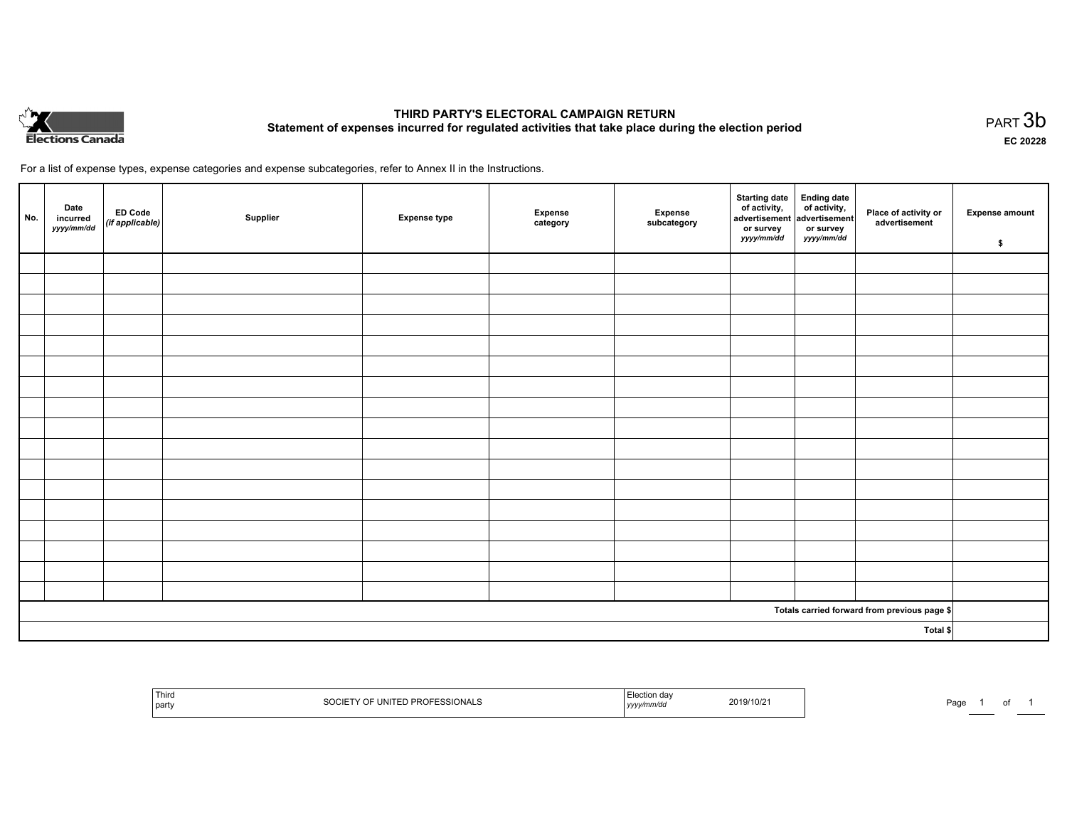Elections Canada

# THIRD PARTY'S ELECTORAL CAMPAIGN RETURN

## Statement of expenses incurred for regulated activities that take place during the election period

PART 3b

EC 20228

For a list of expense types, expense categories and expense subcategories, refer to Annex II in the Instructions.

| No. | Date incurred *yyyy/mm/dd* | ED Code *(if applicable)* | Supplier | Expense type | Expense category | Expense subcategory | Starting date of activity, advertisement or survey *yyyy/mm/dd* | Ending date of activity, advertisement or survey *yyyy/mm/dd* | Place of activity or advertisement | Expense amount $ |
|---|---|---|---|---|---|---|---|---|---|---|
| | | | | | | | | | | |
| | | | | | | | | | | |
| | | | | | | | | | | |
| | | | | | | | | | | |
| | | | | | | | | | | |
| | | | | | | | | | | |
| | | | | | | | | | | |
| | | | | | | | | | | |
| | | | | | | | | | | |
| | | | | | | | | | | |
| | | | | | | | | | | |
| | | | | | | | | | | |
| | | | | | | | | | | |
| | | | | | | | | | | |
| | | | | | | | | | | |
| | | | | | | | | | | |
| | | | | | | | | | | |
| | | | | | | | | | Totals carried forward from previous page $ | |
| | | | | | | | | | Total $ | |

| Third party | SOCIETY OF UNITED PROFESSIONALS | Election day *yyyy/mm/dd* | 2019/10/21 |
|---|---|---|---|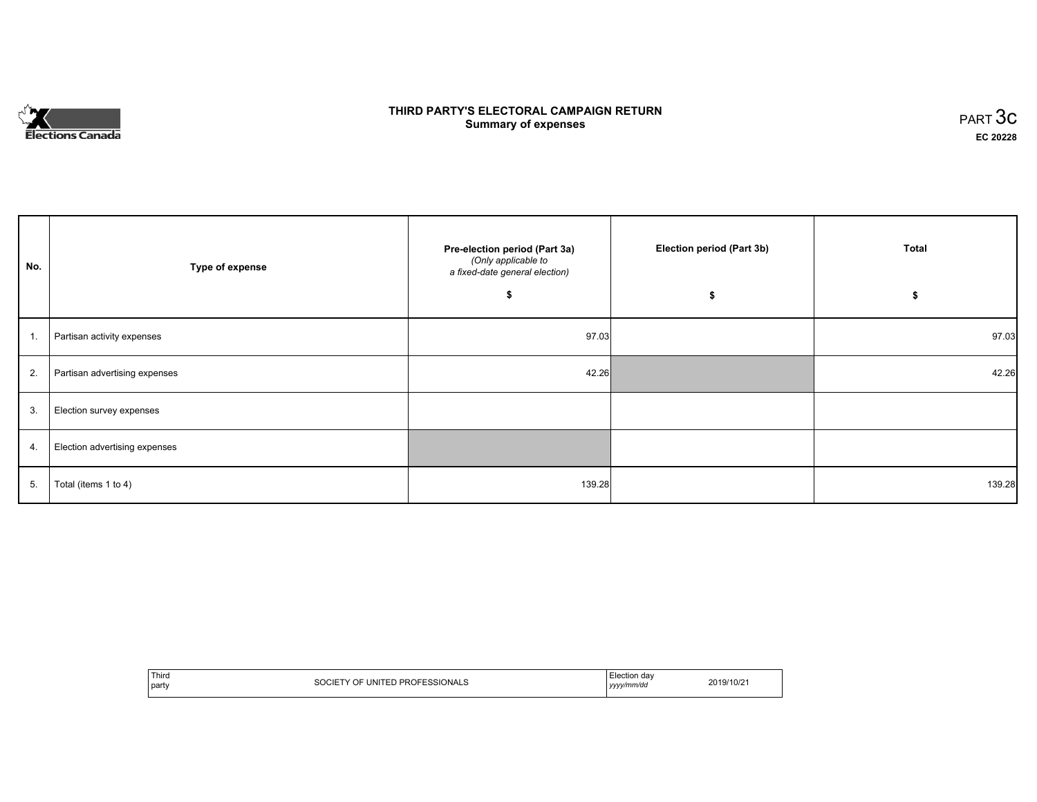Elections Canada

# THIRD PARTY'S ELECTORAL CAMPAIGN RETURN
## Summary of expenses

PART 3c

**EC 20228**

| No. | Type of expense | Pre-election period (Part 3a) *(Only applicable to a fixed-date general election)* $ | Election period (Part 3b) $ | Total $ |
|---|---|---|---|---|
| 1. | Partisan activity expenses | 97.03 | | 97.03 |
| 2. | Partisan advertising expenses | 42.26 | | 42.26 |
| 3. | Election survey expenses | | | |
| 4. | Election advertising expenses | | | |
| 5. | Total (items 1 to 4) | 139.28 | | 139.28 |

| | | | |
|---|---|---|---|
| Third party | SOCIETY OF UNITED PROFESSIONALS | Election day *yyyy/mm/dd* | 2019/10/21 |